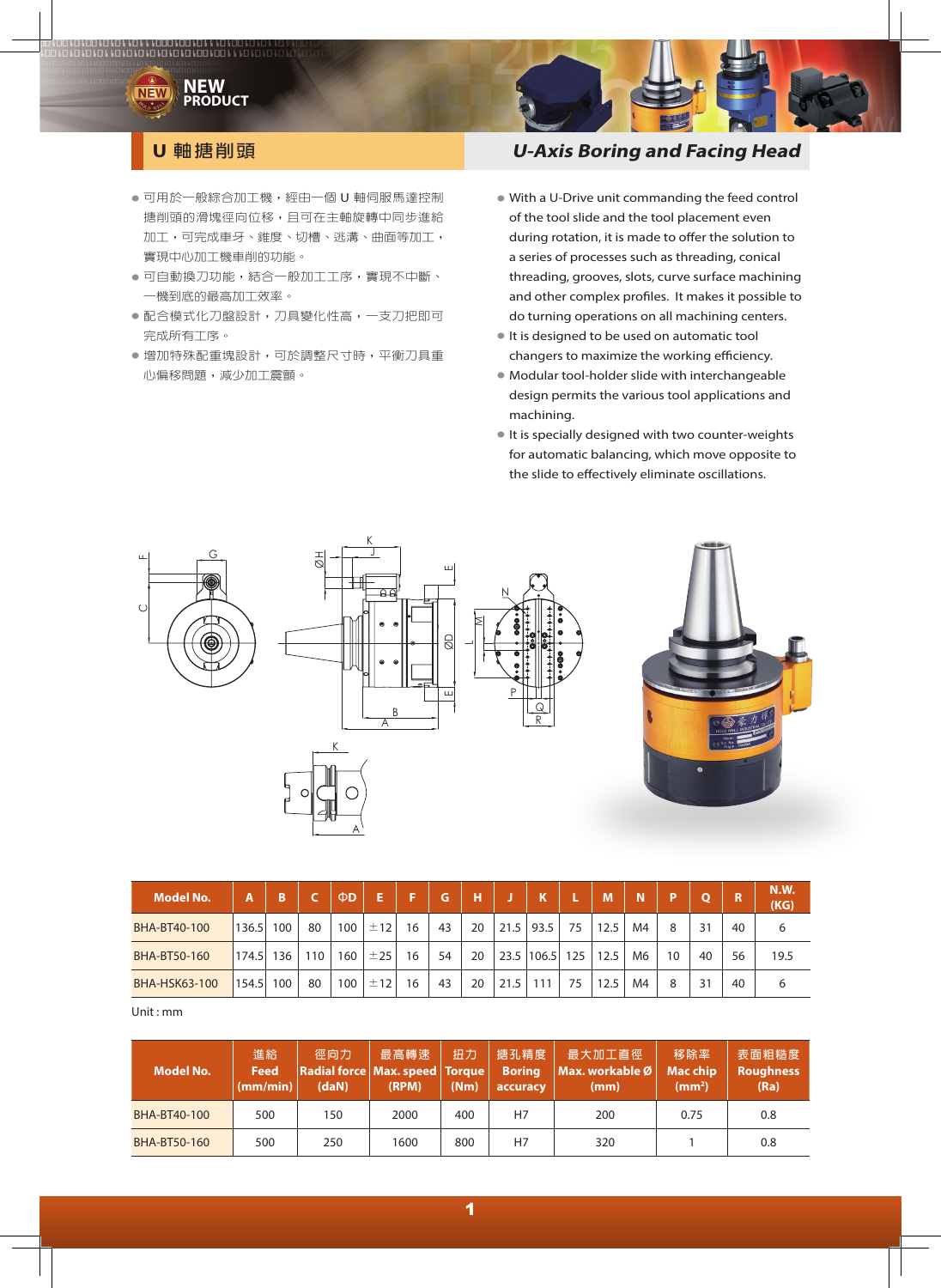NEW PRODUCT

# U 軸搪削頭

# *U-Axis Boring and Facing Head*

- 可用於一般綜合加工機，經由一個 U 軸伺服馬達控制搪削頭的滑塊徑向位移，且可在主軸旋轉中同步進給加工，可完成車牙、錐度、切槽、逃溝、曲面等加工，實現中心加工機車削的功能。
- 可自動換刀功能，結合一般加工工序，實現不中斷、一機到底的最高加工效率。
- 配合模式化刀盤設計，刀具變化性高，一支刀把即可完成所有工序。
- 增加特殊配重塊設計，可於調整尺寸時，平衡刀具重心偏移問題，減少加工震顫。

- With a U-Drive unit commanding the feed control of the tool slide and the tool placement even during rotation, it is made to offer the solution to a series of processes such as threading, conical threading, grooves, slots, curve surface machining and other complex profiles. It makes it possible to do turning operations on all machining centers.
- It is designed to be used on automatic tool changers to maximize the working efficiency.
- Modular tool-holder slide with interchangeable design permits the various tool applications and machining.
- It is specially designed with two counter-weights for automatic balancing, which move opposite to the slide to effectively eliminate oscillations.

| Model No. | A | B | C | ΦD | E | F | G | H | J | K | L | M | N | P | Q | R | N.W. (KG) |
|---|---|---|---|---|---|---|---|---|---|---|---|---|---|---|---|---|---|
| BHA-BT40-100 | 136.5 | 100 | 80 | 100 | ±12 | 16 | 43 | 20 | 21.5 | 93.5 | 75 | 12.5 | M4 | 8 | 31 | 40 | 6 |
| BHA-BT50-160 | 174.5 | 136 | 110 | 160 | ±25 | 16 | 54 | 20 | 23.5 | 106.5 | 125 | 12.5 | M6 | 10 | 40 | 56 | 19.5 |
| BHA-HSK63-100 | 154.5 | 100 | 80 | 100 | ±12 | 16 | 43 | 20 | 21.5 | 111 | 75 | 12.5 | M4 | 8 | 31 | 40 | 6 |

Unit : mm

| Model No. | 進給 Feed (mm/min) | 徑向力 Radial force (daN) | 最高轉速 Max. speed (RPM) | 扭力 Torque (Nm) | 搪孔精度 Boring accuracy | 最大加工直徑 Max. workable Ø (mm) | 移除率 Mac chip (mm²) | 表面粗糙度 Roughness (Ra) |
|---|---|---|---|---|---|---|---|---|
| BHA-BT40-100 | 500 | 150 | 2000 | 400 | H7 | 200 | 0.75 | 0.8 |
| BHA-BT50-160 | 500 | 250 | 1600 | 800 | H7 | 320 | 1 | 0.8 |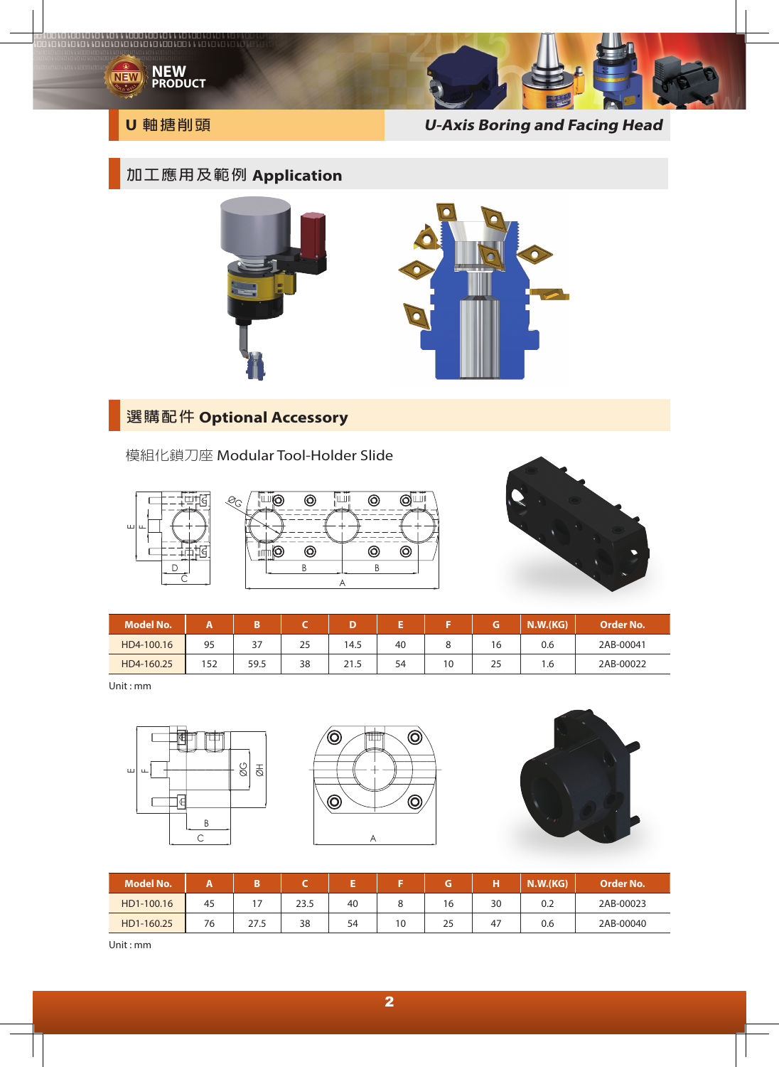NEW PRODUCT

## U 軸搪削頭 *U-Axis Boring and Facing Head*

### 加工應用及範例 Application

### 選購配件 Optional Accessory

模組化鎖刀座 Modular Tool-Holder Slide

| Model No. | A | B | C | D | E | F | G | N.W.(KG) | Order No. |
|---|---|---|---|---|---|---|---|---|---|
| HD4-100.16 | 95 | 37 | 25 | 14.5 | 40 | 8 | 16 | 0.6 | 2AB-00041 |
| HD4-160.25 | 152 | 59.5 | 38 | 21.5 | 54 | 10 | 25 | 1.6 | 2AB-00022 |

Unit : mm

| Model No. | A | B | C | E | F | G | H | N.W.(KG) | Order No. |
|---|---|---|---|---|---|---|---|---|---|
| HD1-100.16 | 45 | 17 | 23.5 | 40 | 8 | 16 | 30 | 0.2 | 2AB-00023 |
| HD1-160.25 | 76 | 27.5 | 38 | 54 | 10 | 25 | 47 | 0.6 | 2AB-00040 |

Unit : mm